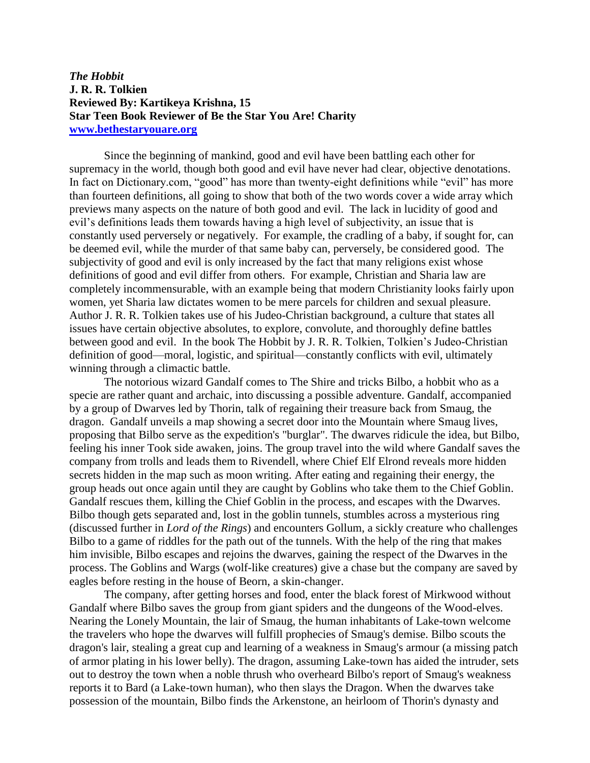***The Hobbit***
**J. R. R. Tolkien**
**Reviewed By: Kartikeya Krishna, 15**
**Star Teen Book Reviewer of Be the Star You Are! Charity**
**[www.bethestaryouare.org](http://www.bethestaryouare.org)**

Since the beginning of mankind, good and evil have been battling each other for supremacy in the world, though both good and evil have never had clear, objective denotations. In fact on Dictionary.com, "good" has more than twenty-eight definitions while "evil" has more than fourteen definitions, all going to show that both of the two words cover a wide array which previews many aspects on the nature of both good and evil. The lack in lucidity of good and evil's definitions leads them towards having a high level of subjectivity, an issue that is constantly used perversely or negatively. For example, the cradling of a baby, if sought for, can be deemed evil, while the murder of that same baby can, perversely, be considered good. The subjectivity of good and evil is only increased by the fact that many religions exist whose definitions of good and evil differ from others. For example, Christian and Sharia law are completely incommensurable, with an example being that modern Christianity looks fairly upon women, yet Sharia law dictates women to be mere parcels for children and sexual pleasure. Author J. R. R. Tolkien takes use of his Judeo-Christian background, a culture that states all issues have certain objective absolutes, to explore, convolute, and thoroughly define battles between good and evil. In the book The Hobbit by J. R. R. Tolkien, Tolkien's Judeo-Christian definition of good—moral, logistic, and spiritual—constantly conflicts with evil, ultimately winning through a climactic battle.

The notorious wizard Gandalf comes to The Shire and tricks Bilbo, a hobbit who as a specie are rather quant and archaic, into discussing a possible adventure. Gandalf, accompanied by a group of Dwarves led by Thorin, talk of regaining their treasure back from Smaug, the dragon. Gandalf unveils a map showing a secret door into the Mountain where Smaug lives, proposing that Bilbo serve as the expedition's "burglar". The dwarves ridicule the idea, but Bilbo, feeling his inner Took side awaken, joins. The group travel into the wild where Gandalf saves the company from trolls and leads them to Rivendell, where Chief Elf Elrond reveals more hidden secrets hidden in the map such as moon writing. After eating and regaining their energy, the group heads out once again until they are caught by Goblins who take them to the Chief Goblin. Gandalf rescues them, killing the Chief Goblin in the process, and escapes with the Dwarves. Bilbo though gets separated and, lost in the goblin tunnels, stumbles across a mysterious ring (discussed further in *Lord of the Rings*) and encounters Gollum, a sickly creature who challenges Bilbo to a game of riddles for the path out of the tunnels. With the help of the ring that makes him invisible, Bilbo escapes and rejoins the dwarves, gaining the respect of the Dwarves in the process. The Goblins and Wargs (wolf-like creatures) give a chase but the company are saved by eagles before resting in the house of Beorn, a skin-changer.

The company, after getting horses and food, enter the black forest of Mirkwood without Gandalf where Bilbo saves the group from giant spiders and the dungeons of the Wood-elves. Nearing the Lonely Mountain, the lair of Smaug, the human inhabitants of Lake-town welcome the travelers who hope the dwarves will fulfill prophecies of Smaug's demise. Bilbo scouts the dragon's lair, stealing a great cup and learning of a weakness in Smaug's armour (a missing patch of armor plating in his lower belly). The dragon, assuming Lake-town has aided the intruder, sets out to destroy the town when a noble thrush who overheard Bilbo's report of Smaug's weakness reports it to Bard (a Lake-town human), who then slays the Dragon. When the dwarves take possession of the mountain, Bilbo finds the Arkenstone, an heirloom of Thorin's dynasty and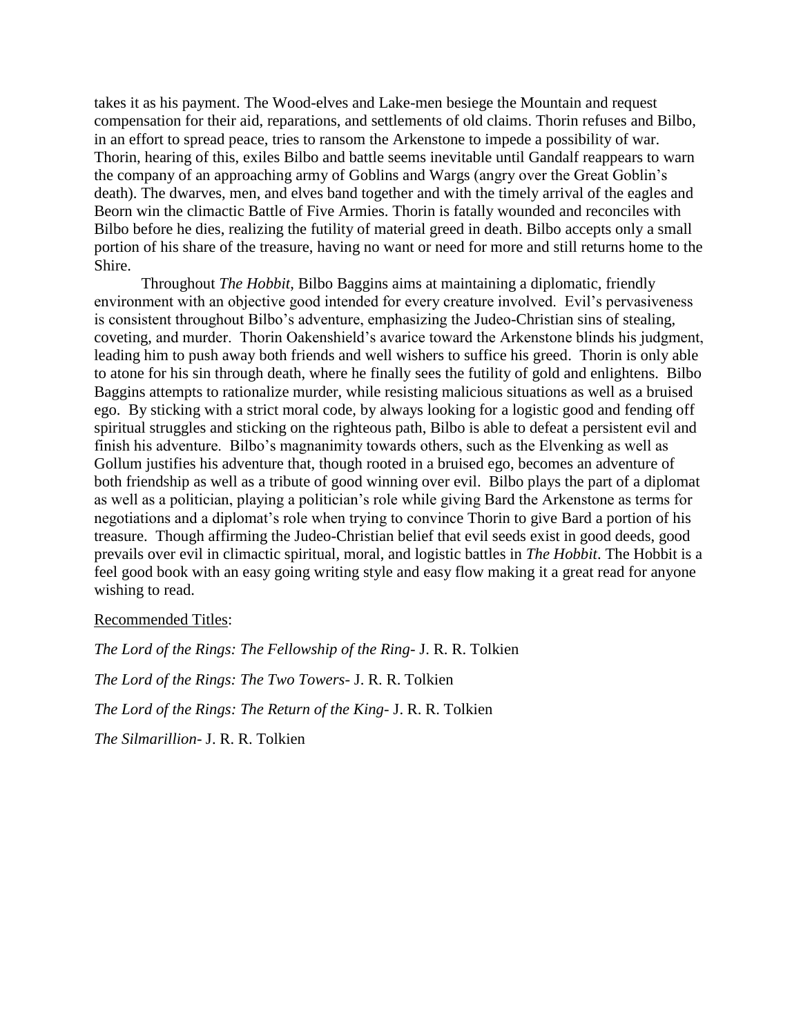takes it as his payment. The Wood-elves and Lake-men besiege the Mountain and request compensation for their aid, reparations, and settlements of old claims. Thorin refuses and Bilbo, in an effort to spread peace, tries to ransom the Arkenstone to impede a possibility of war. Thorin, hearing of this, exiles Bilbo and battle seems inevitable until Gandalf reappears to warn the company of an approaching army of Goblins and Wargs (angry over the Great Goblin's death). The dwarves, men, and elves band together and with the timely arrival of the eagles and Beorn win the climactic Battle of Five Armies. Thorin is fatally wounded and reconciles with Bilbo before he dies, realizing the futility of material greed in death. Bilbo accepts only a small portion of his share of the treasure, having no want or need for more and still returns home to the Shire.

Throughout *The Hobbit*, Bilbo Baggins aims at maintaining a diplomatic, friendly environment with an objective good intended for every creature involved. Evil's pervasiveness is consistent throughout Bilbo's adventure, emphasizing the Judeo-Christian sins of stealing, coveting, and murder. Thorin Oakenshield's avarice toward the Arkenstone blinds his judgment, leading him to push away both friends and well wishers to suffice his greed. Thorin is only able to atone for his sin through death, where he finally sees the futility of gold and enlightens. Bilbo Baggins attempts to rationalize murder, while resisting malicious situations as well as a bruised ego. By sticking with a strict moral code, by always looking for a logistic good and fending off spiritual struggles and sticking on the righteous path, Bilbo is able to defeat a persistent evil and finish his adventure. Bilbo's magnanimity towards others, such as the Elvenking as well as Gollum justifies his adventure that, though rooted in a bruised ego, becomes an adventure of both friendship as well as a tribute of good winning over evil. Bilbo plays the part of a diplomat as well as a politician, playing a politician's role while giving Bard the Arkenstone as terms for negotiations and a diplomat's role when trying to convince Thorin to give Bard a portion of his treasure. Though affirming the Judeo-Christian belief that evil seeds exist in good deeds, good prevails over evil in climactic spiritual, moral, and logistic battles in *The Hobbit*. The Hobbit is a feel good book with an easy going writing style and easy flow making it a great read for anyone wishing to read.

<u>Recommended Titles</u>:

*The Lord of the Rings: The Fellowship of the Ring*- J. R. R. Tolkien

*The Lord of the Rings: The Two Towers*- J. R. R. Tolkien

*The Lord of the Rings: The Return of the King*- J. R. R. Tolkien

*The Silmarillion*- J. R. R. Tolkien